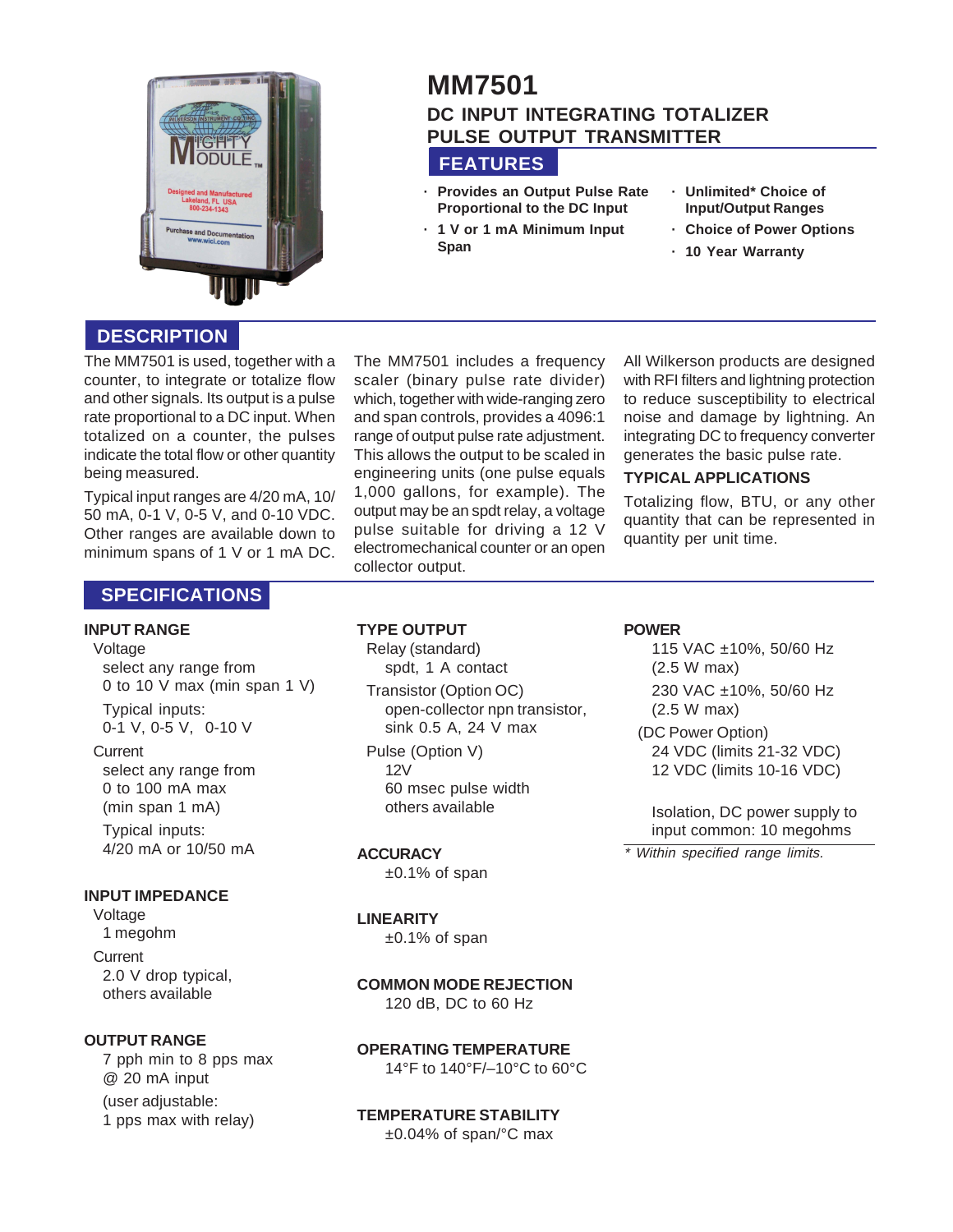# MM7501

## DC INPUT INTEGRATING TOTALIZER PULSE OUTPUT TRANSMITTER

## FEATURES

- **Provides an Output Pulse Rate Proportional to the DC Input**
- **1 V or 1 mA Minimum Input Span**
- **Unlimited* Choice of Input/Output Ranges**
- **Choice of Power Options**
- **10 Year Warranty**

## DESCRIPTION

The MM7501 is used, together with a counter, to integrate or totalize flow and other signals. Its output is a pulse rate proportional to a DC input. When totalized on a counter, the pulses indicate the total flow or other quantity being measured.

Typical input ranges are 4/20 mA, 10/50 mA, 0-1 V, 0-5 V, and 0-10 VDC. Other ranges are available down to minimum spans of 1 V or 1 mA DC.

The MM7501 includes a frequency scaler (binary pulse rate divider) which, together with wide-ranging zero and span controls, provides a 4096:1 range of output pulse rate adjustment. This allows the output to be scaled in engineering units (one pulse equals 1,000 gallons, for example). The output may be an spdt relay, a voltage pulse suitable for driving a 12 V electromechanical counter or an open collector output.

All Wilkerson products are designed with RFI filters and lightning protection to reduce susceptibility to electrical noise and damage by lightning. An integrating DC to frequency converter generates the basic pulse rate.

### TYPICAL APPLICATIONS

Totalizing flow, BTU, or any other quantity that can be represented in quantity per unit time.

## SPECIFICATIONS

### INPUT RANGE

Voltage
- select any range from 0 to 10 V max (min span 1 V)
- Typical inputs: 0-1 V, 0-5 V, 0-10 V

Current
- select any range from 0 to 100 mA max (min span 1 mA)
- Typical inputs: 4/20 mA or 10/50 mA

### INPUT IMPEDANCE

Voltage
- 1 megohm

Current
- 2.0 V drop typical, others available

### OUTPUT RANGE

7 pph min to 8 pps max @ 20 mA input

(user adjustable: 1 pps max with relay)

### TYPE OUTPUT

Relay (standard)
- spdt, 1 A contact

Transistor (Option OC)
- open-collector npn transistor, sink 0.5 A, 24 V max

Pulse (Option V)
- 12V
- 60 msec pulse width
- others available

### ACCURACY

±0.1% of span

### LINEARITY

±0.1% of span

### COMMON MODE REJECTION

120 dB, DC to 60 Hz

### OPERATING TEMPERATURE

14°F to 140°F/–10°C to 60°C

### TEMPERATURE STABILITY

±0.04% of span/°C max

### POWER

115 VAC ±10%, 50/60 Hz (2.5 W max)

230 VAC ±10%, 50/60 Hz (2.5 W max)

(DC Power Option)
- 24 VDC (limits 21-32 VDC)
- 12 VDC (limits 10-16 VDC)

Isolation, DC power supply to input common: 10 megohms

*\* Within specified range limits.*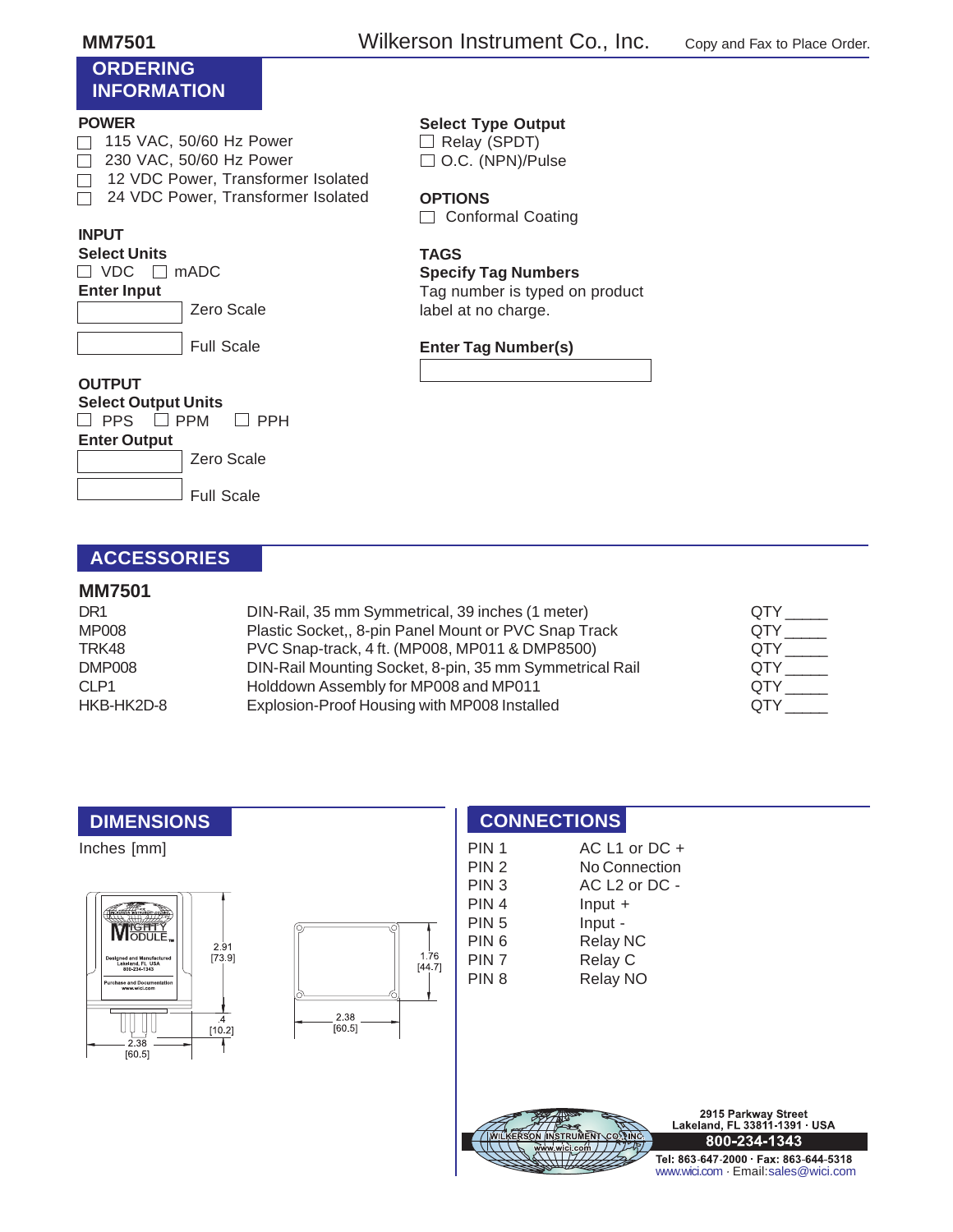# ORDERING INFORMATION

### POWER

- ☐ 115 VAC, 50/60 Hz Power
- ☐ 230 VAC, 50/60 Hz Power
- ☐ 12 VDC Power, Transformer Isolated
- ☐ 24 VDC Power, Transformer Isolated

### INPUT

**Select Units**

☐ VDC ☐ mADC

**Enter Input**

\_\_\_\_\_\_\_\_ Zero Scale

\_\_\_\_\_\_\_\_ Full Scale

### OUTPUT

**Select Output Units**

☐ PPS ☐ PPM ☐ PPH

**Enter Output**

\_\_\_\_\_\_\_\_ Zero Scale

\_\_\_\_\_\_\_\_ Full Scale

### Select Type Output

- ☐ Relay (SPDT)
- ☐ O.C. (NPN)/Pulse

### OPTIONS

- ☐ Conformal Coating

### TAGS

**Specify Tag Numbers**

Tag number is typed on product label at no charge.

**Enter Tag Number(s)**

\_\_\_\_\_\_\_\_\_\_\_\_\_\_\_\_

# ACCESSORIES

### MM7501

| | | |
|---|---|---|
| DR1 | DIN-Rail, 35 mm Symmetrical, 39 inches (1 meter) | QTY \_\_\_\_\_ |
| MP008 | Plastic Socket,, 8-pin Panel Mount or PVC Snap Track | QTY \_\_\_\_\_ |
| TRK48 | PVC Snap-track, 4 ft. (MP008, MP011 & DMP8500) | QTY \_\_\_\_\_ |
| DMP008 | DIN-Rail Mounting Socket, 8-pin, 35 mm Symmetrical Rail | QTY \_\_\_\_\_ |
| CLP1 | Holddown Assembly for MP008 and MP011 | QTY \_\_\_\_\_ |
| HKB-HK2D-8 | Explosion-Proof Housing with MP008 Installed | QTY \_\_\_\_\_ |

# DIMENSIONS

Inches [mm]

2.91 [73.9]

.4 [10.2]

2.38 [60.5]

1.76 [44.7]

2.38 [60.5]

# CONNECTIONS

| | |
|---|---|
| PIN 1 | AC L1 or DC + |
| PIN 2 | No Connection |
| PIN 3 | AC L2 or DC - |
| PIN 4 | Input + |
| PIN 5 | Input - |
| PIN 6 | Relay NC |
| PIN 7 | Relay C |
| PIN 8 | Relay NO |

2915 Parkway Street
Lakeland, FL 33811-1391 · USA
800-234-1343
Tel: 863-647-2000 · Fax: 863-644-5318
www.wici.com · Email:sales@wici.com